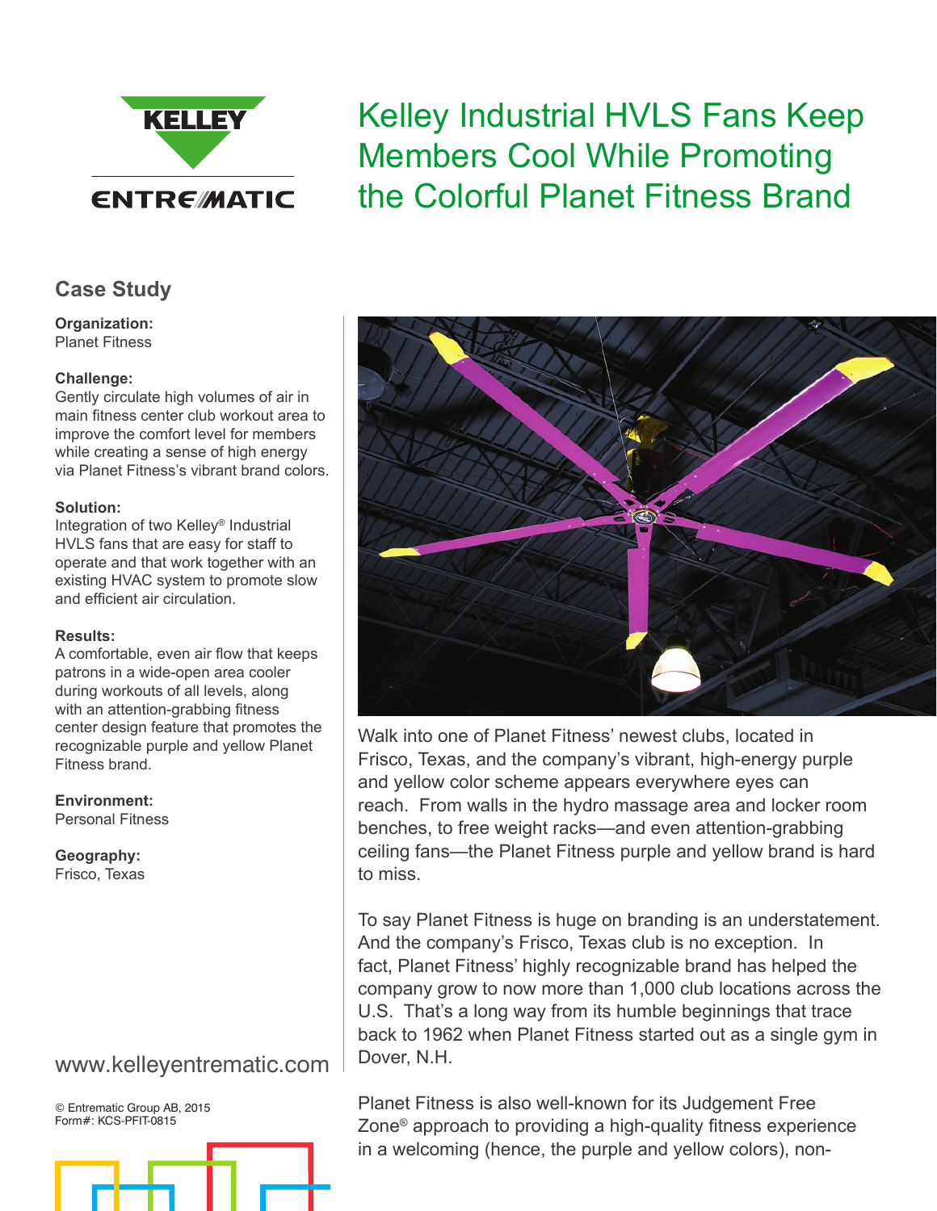# Kelley Industrial HVLS Fans Keep Members Cool While Promoting the Colorful Planet Fitness Brand

## Case Study

**Organization:**
Planet Fitness

**Challenge:**
Gently circulate high volumes of air in main fitness center club workout area to improve the comfort level for members while creating a sense of high energy via Planet Fitness's vibrant brand colors.

**Solution:**
Integration of two Kelley® Industrial HVLS fans that are easy for staff to operate and that work together with an existing HVAC system to promote slow and efficient air circulation.

**Results:**
A comfortable, even air flow that keeps patrons in a wide-open area cooler during workouts of all levels, along with an attention-grabbing fitness center design feature that promotes the recognizable purple and yellow Planet Fitness brand.

**Environment:**
Personal Fitness

**Geography:**
Frisco, Texas

www.kelleyentrematic.com

© Entrematic Group AB, 2015
Form#: KCS-PFIT-0815

Walk into one of Planet Fitness' newest clubs, located in Frisco, Texas, and the company's vibrant, high-energy purple and yellow color scheme appears everywhere eyes can reach. From walls in the hydro massage area and locker room benches, to free weight racks—and even attention-grabbing ceiling fans—the Planet Fitness purple and yellow brand is hard to miss.

To say Planet Fitness is huge on branding is an understatement. And the company's Frisco, Texas club is no exception. In fact, Planet Fitness' highly recognizable brand has helped the company grow to now more than 1,000 club locations across the U.S. That's a long way from its humble beginnings that trace back to 1962 when Planet Fitness started out as a single gym in Dover, N.H.

Planet Fitness is also well-known for its Judgement Free Zone® approach to providing a high-quality fitness experience in a welcoming (hence, the purple and yellow colors), non-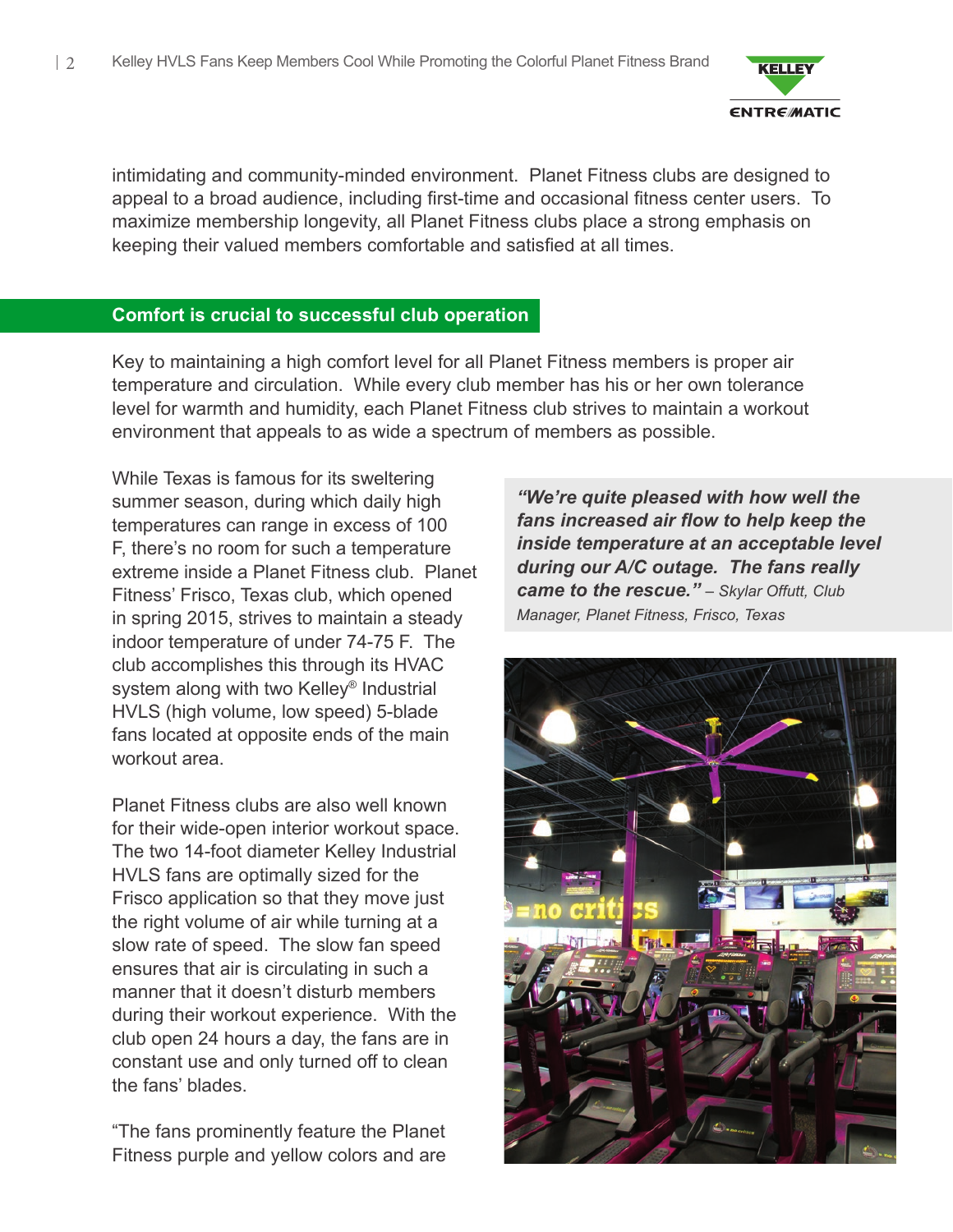intimidating and community-minded environment. Planet Fitness clubs are designed to appeal to a broad audience, including first-time and occasional fitness center users. To maximize membership longevity, all Planet Fitness clubs place a strong emphasis on keeping their valued members comfortable and satisfied at all times.

## Comfort is crucial to successful club operation

Key to maintaining a high comfort level for all Planet Fitness members is proper air temperature and circulation. While every club member has his or her own tolerance level for warmth and humidity, each Planet Fitness club strives to maintain a workout environment that appeals to as wide a spectrum of members as possible.

While Texas is famous for its sweltering summer season, during which daily high temperatures can range in excess of 100 F, there's no room for such a temperature extreme inside a Planet Fitness club. Planet Fitness' Frisco, Texas club, which opened in spring 2015, strives to maintain a steady indoor temperature of under 74-75 F. The club accomplishes this through its HVAC system along with two Kelley® Industrial HVLS (high volume, low speed) 5-blade fans located at opposite ends of the main workout area.

> ***"We're quite pleased with how well the fans increased air flow to help keep the inside temperature at an acceptable level during our A/C outage. The fans really came to the rescue."*** *– Skylar Offutt, Club Manager, Planet Fitness, Frisco, Texas*

Planet Fitness clubs are also well known for their wide-open interior workout space. The two 14-foot diameter Kelley Industrial HVLS fans are optimally sized for the Frisco application so that they move just the right volume of air while turning at a slow rate of speed. The slow fan speed ensures that air is circulating in such a manner that it doesn't disturb members during their workout experience. With the club open 24 hours a day, the fans are in constant use and only turned off to clean the fans' blades.

"The fans prominently feature the Planet Fitness purple and yellow colors and are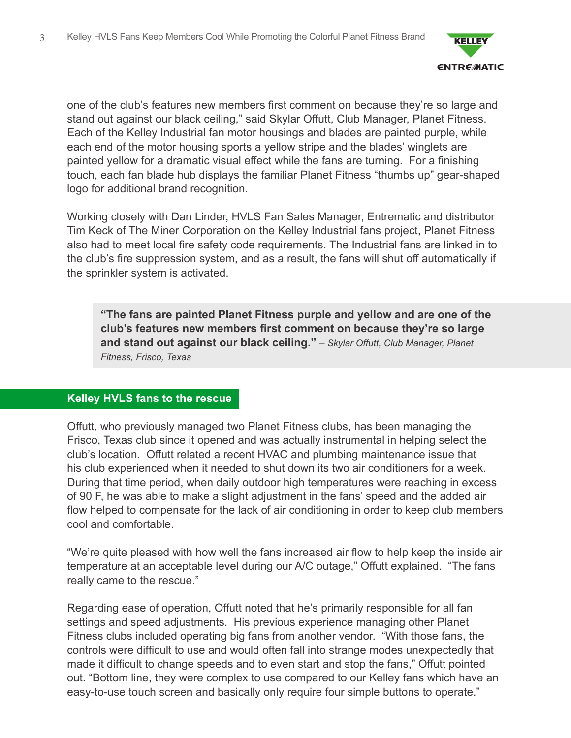one of the club's features new members first comment on because they're so large and stand out against our black ceiling," said Skylar Offutt, Club Manager, Planet Fitness. Each of the Kelley Industrial fan motor housings and blades are painted purple, while each end of the motor housing sports a yellow stripe and the blades' winglets are painted yellow for a dramatic visual effect while the fans are turning. For a finishing touch, each fan blade hub displays the familiar Planet Fitness "thumbs up" gear-shaped logo for additional brand recognition.

Working closely with Dan Linder, HVLS Fan Sales Manager, Entrematic and distributor Tim Keck of The Miner Corporation on the Kelley Industrial fans project, Planet Fitness also had to meet local fire safety code requirements. The Industrial fans are linked in to the club's fire suppression system, and as a result, the fans will shut off automatically if the sprinkler system is activated.

> **"The fans are painted Planet Fitness purple and yellow and are one of the club's features new members first comment on because they're so large and stand out against our black ceiling."** *– Skylar Offutt, Club Manager, Planet Fitness, Frisco, Texas*

## Kelley HVLS fans to the rescue

Offutt, who previously managed two Planet Fitness clubs, has been managing the Frisco, Texas club since it opened and was actually instrumental in helping select the club's location. Offutt related a recent HVAC and plumbing maintenance issue that his club experienced when it needed to shut down its two air conditioners for a week. During that time period, when daily outdoor high temperatures were reaching in excess of 90 F, he was able to make a slight adjustment in the fans' speed and the added air flow helped to compensate for the lack of air conditioning in order to keep club members cool and comfortable.

"We're quite pleased with how well the fans increased air flow to help keep the inside air temperature at an acceptable level during our A/C outage," Offutt explained. "The fans really came to the rescue."

Regarding ease of operation, Offutt noted that he's primarily responsible for all fan settings and speed adjustments. His previous experience managing other Planet Fitness clubs included operating big fans from another vendor. "With those fans, the controls were difficult to use and would often fall into strange modes unexpectedly that made it difficult to change speeds and to even start and stop the fans," Offutt pointed out. "Bottom line, they were complex to use compared to our Kelley fans which have an easy-to-use touch screen and basically only require four simple buttons to operate."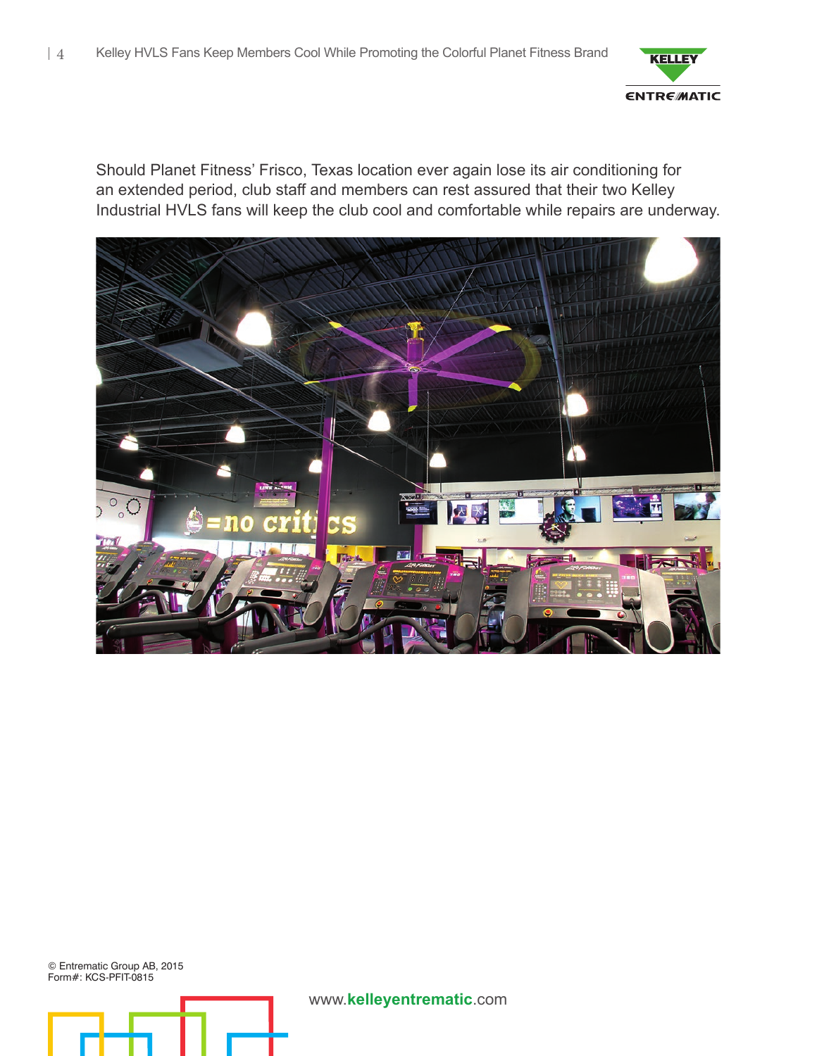Should Planet Fitness' Frisco, Texas location ever again lose its air conditioning for an extended period, club staff and members can rest assured that their two Kelley Industrial HVLS fans will keep the club cool and comfortable while repairs are underway.

© Entrematic Group AB, 2015
Form#: KCS-PFIT-0815

www.kelleyentrematic.com